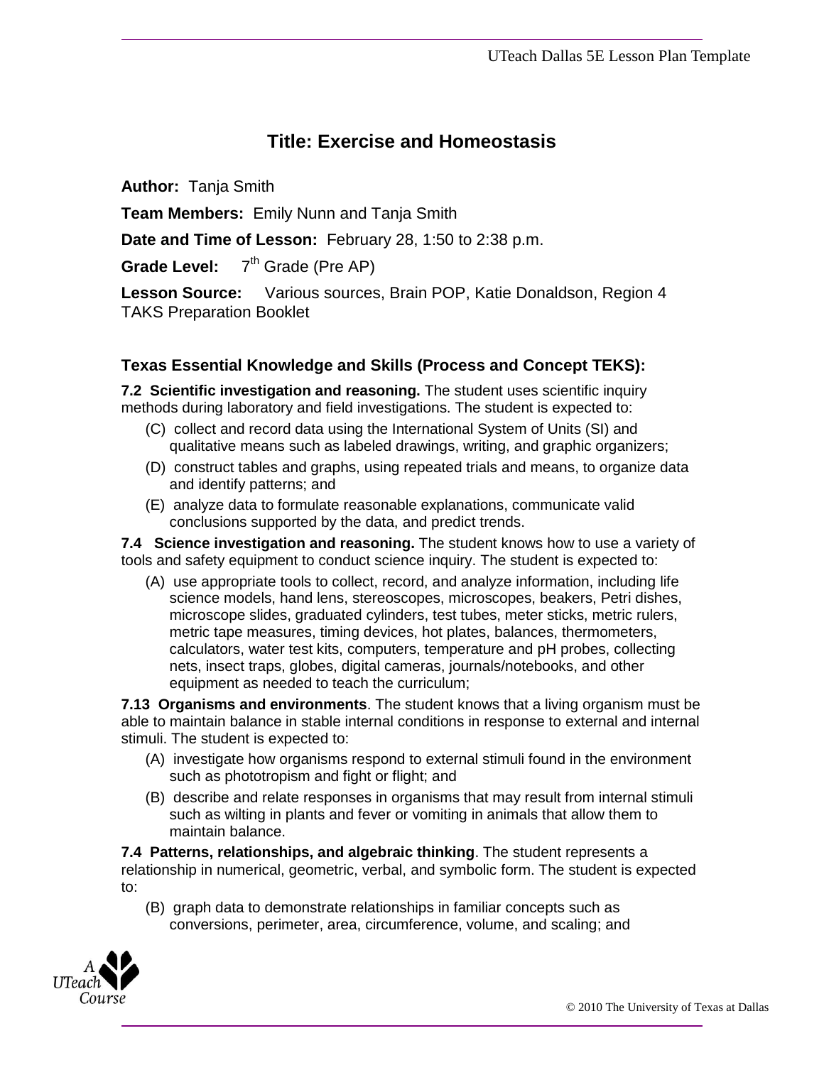# Title: Exercise and Homeostasis

**Author:** Tanja Smith

**Team Members:** Emily Nunn and Tanja Smith

**Date and Time of Lesson:** February 28, 1:50 to 2:38 p.m.

**Grade Level:** 7th Grade (Pre AP)

**Lesson Source:** Various sources, Brain POP, Katie Donaldson, Region 4 TAKS Preparation Booklet

## Texas Essential Knowledge and Skills (Process and Concept TEKS):

**7.2 Scientific investigation and reasoning.** The student uses scientific inquiry methods during laboratory and field investigations. The student is expected to:

- (C) collect and record data using the International System of Units (SI) and qualitative means such as labeled drawings, writing, and graphic organizers;
- (D) construct tables and graphs, using repeated trials and means, to organize data and identify patterns; and
- (E) analyze data to formulate reasonable explanations, communicate valid conclusions supported by the data, and predict trends.

**7.4 Science investigation and reasoning.** The student knows how to use a variety of tools and safety equipment to conduct science inquiry. The student is expected to:

- (A) use appropriate tools to collect, record, and analyze information, including life science models, hand lens, stereoscopes, microscopes, beakers, Petri dishes, microscope slides, graduated cylinders, test tubes, meter sticks, metric rulers, metric tape measures, timing devices, hot plates, balances, thermometers, calculators, water test kits, computers, temperature and pH probes, collecting nets, insect traps, globes, digital cameras, journals/notebooks, and other equipment as needed to teach the curriculum;

**7.13 Organisms and environments**. The student knows that a living organism must be able to maintain balance in stable internal conditions in response to external and internal stimuli. The student is expected to:

- (A) investigate how organisms respond to external stimuli found in the environment such as phototropism and fight or flight; and
- (B) describe and relate responses in organisms that may result from internal stimuli such as wilting in plants and fever or vomiting in animals that allow them to maintain balance.

**7.4 Patterns, relationships, and algebraic thinking**. The student represents a relationship in numerical, geometric, verbal, and symbolic form. The student is expected to:

- (B) graph data to demonstrate relationships in familiar concepts such as conversions, perimeter, area, circumference, volume, and scaling; and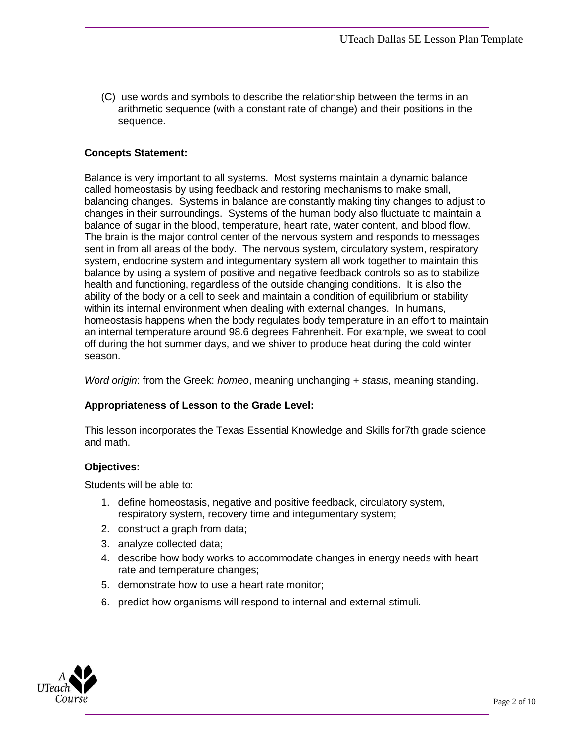(C) use words and symbols to describe the relationship between the terms in an arithmetic sequence (with a constant rate of change) and their positions in the sequence.

**Concepts Statement:**

Balance is very important to all systems. Most systems maintain a dynamic balance called homeostasis by using feedback and restoring mechanisms to make small, balancing changes. Systems in balance are constantly making tiny changes to adjust to changes in their surroundings. Systems of the human body also fluctuate to maintain a balance of sugar in the blood, temperature, heart rate, water content, and blood flow. The brain is the major control center of the nervous system and responds to messages sent in from all areas of the body. The nervous system, circulatory system, respiratory system, endocrine system and integumentary system all work together to maintain this balance by using a system of positive and negative feedback controls so as to stabilize health and functioning, regardless of the outside changing conditions. It is also the ability of the body or a cell to seek and maintain a condition of equilibrium or stability within its internal environment when dealing with external changes. In humans, homeostasis happens when the body regulates body temperature in an effort to maintain an internal temperature around 98.6 degrees Fahrenheit. For example, we sweat to cool off during the hot summer days, and we shiver to produce heat during the cold winter season.

*Word origin*: from the Greek: *homeo*, meaning unchanging + *stasis*, meaning standing.

**Appropriateness of Lesson to the Grade Level:**

This lesson incorporates the Texas Essential Knowledge and Skills for7th grade science and math.

**Objectives:**

Students will be able to:

1. define homeostasis, negative and positive feedback, circulatory system, respiratory system, recovery time and integumentary system;
2. construct a graph from data;
3. analyze collected data;
4. describe how body works to accommodate changes in energy needs with heart rate and temperature changes;
5. demonstrate how to use a heart rate monitor;
6. predict how organisms will respond to internal and external stimuli.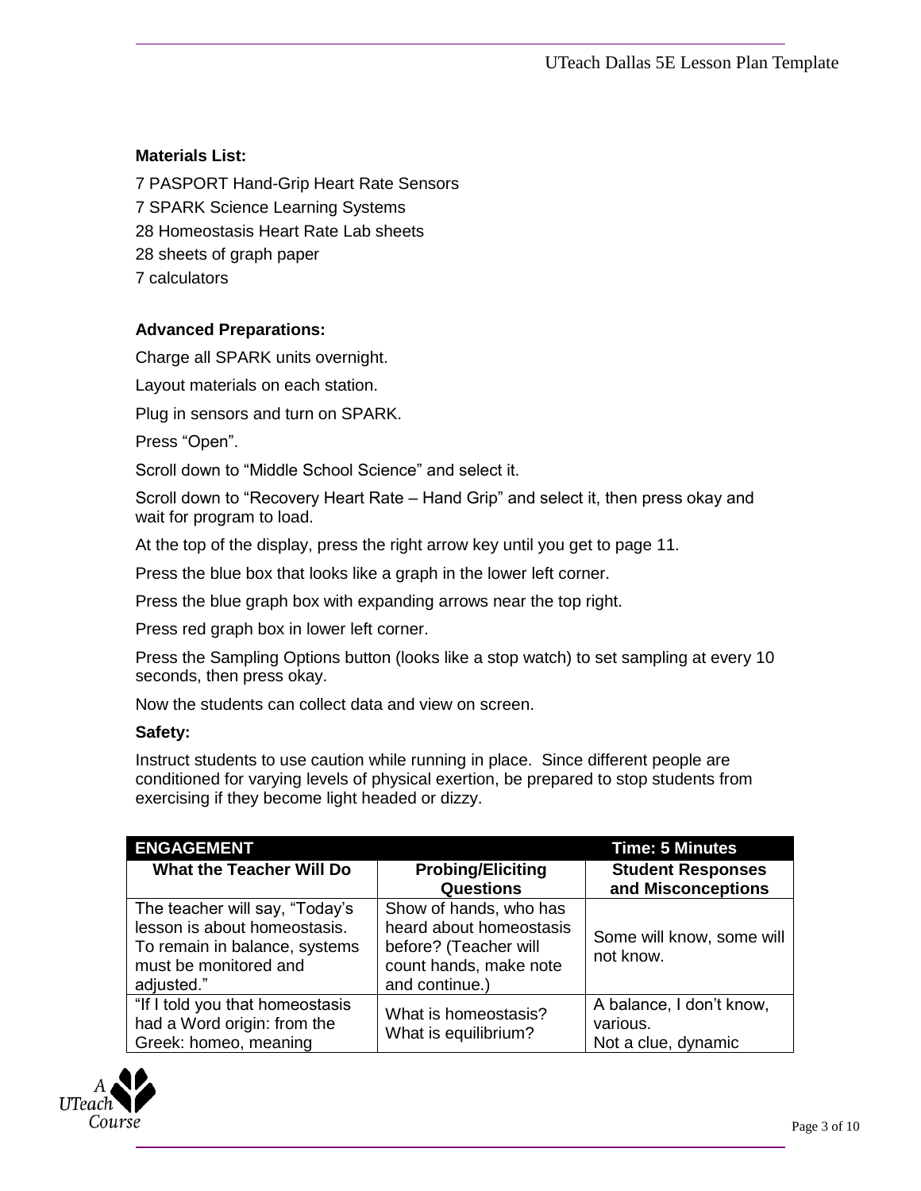**Materials List:**

7 PASPORT Hand-Grip Heart Rate Sensors
7 SPARK Science Learning Systems
28 Homeostasis Heart Rate Lab sheets
28 sheets of graph paper
7 calculators

**Advanced Preparations:**

Charge all SPARK units overnight.

Layout materials on each station.

Plug in sensors and turn on SPARK.

Press "Open".

Scroll down to "Middle School Science" and select it.

Scroll down to "Recovery Heart Rate – Hand Grip" and select it, then press okay and wait for program to load.

At the top of the display, press the right arrow key until you get to page 11.

Press the blue box that looks like a graph in the lower left corner.

Press the blue graph box with expanding arrows near the top right.

Press red graph box in lower left corner.

Press the Sampling Options button (looks like a stop watch) to set sampling at every 10 seconds, then press okay.

Now the students can collect data and view on screen.

**Safety:**

Instruct students to use caution while running in place. Since different people are conditioned for varying levels of physical exertion, be prepared to stop students from exercising if they become light headed or dizzy.

| **ENGAGEMENT** | | **Time: 5 Minutes** |
|---|---|---|
| **What the Teacher Will Do** | **Probing/Eliciting Questions** | **Student Responses and Misconceptions** |
| The teacher will say, "Today's lesson is about homeostasis. To remain in balance, systems must be monitored and adjusted." | Show of hands, who has heard about homeostasis before? (Teacher will count hands, make note and continue.) | Some will know, some will not know. |
| "If I told you that homeostasis had a Word origin: from the Greek: homeo, meaning | What is homeostasis? What is equilibrium? | A balance, I don't know, various. Not a clue, dynamic |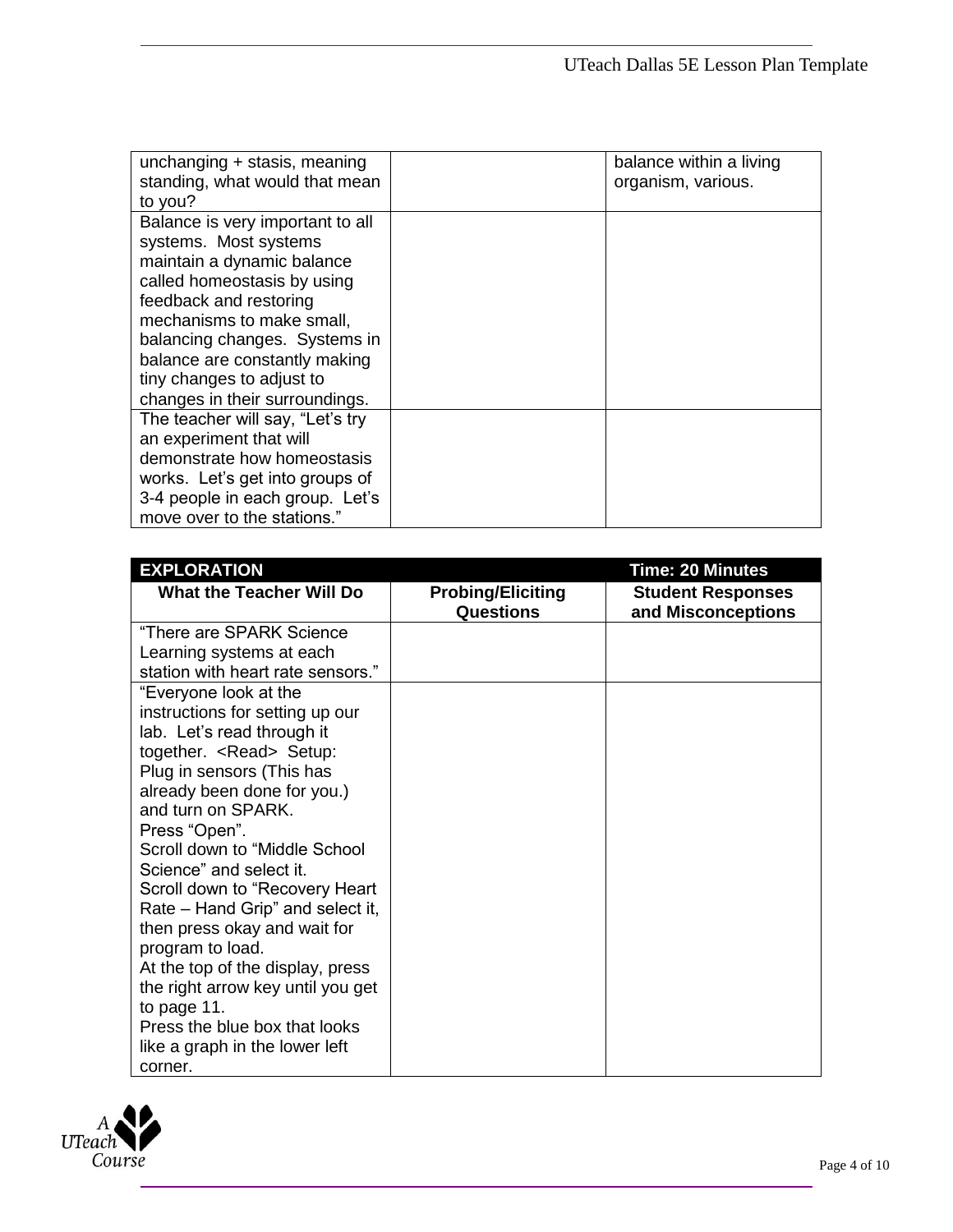| | | |
|---|---|---|
| unchanging + stasis, meaning standing, what would that mean to you? | | balance within a living organism, various. |
| Balance is very important to all systems. Most systems maintain a dynamic balance called homeostasis by using feedback and restoring mechanisms to make small, balancing changes. Systems in balance are constantly making tiny changes to adjust to changes in their surroundings. | | |
| The teacher will say, "Let's try an experiment that will demonstrate how homeostasis works. Let's get into groups of 3-4 people in each group. Let's move over to the stations." | | |

| **EXPLORATION** | | **Time: 20 Minutes** |
|---|---|---|
| **What the Teacher Will Do** | **Probing/Eliciting Questions** | **Student Responses and Misconceptions** |
| "There are SPARK Science Learning systems at each station with heart rate sensors." | | |
| "Everyone look at the instructions for setting up our lab. Let's read through it together. <Read> Setup: Plug in sensors (This has already been done for you.) and turn on SPARK. Press "Open". Scroll down to "Middle School Science" and select it. Scroll down to "Recovery Heart Rate – Hand Grip" and select it, then press okay and wait for program to load. At the top of the display, press the right arrow key until you get to page 11. Press the blue box that looks like a graph in the lower left corner. | | |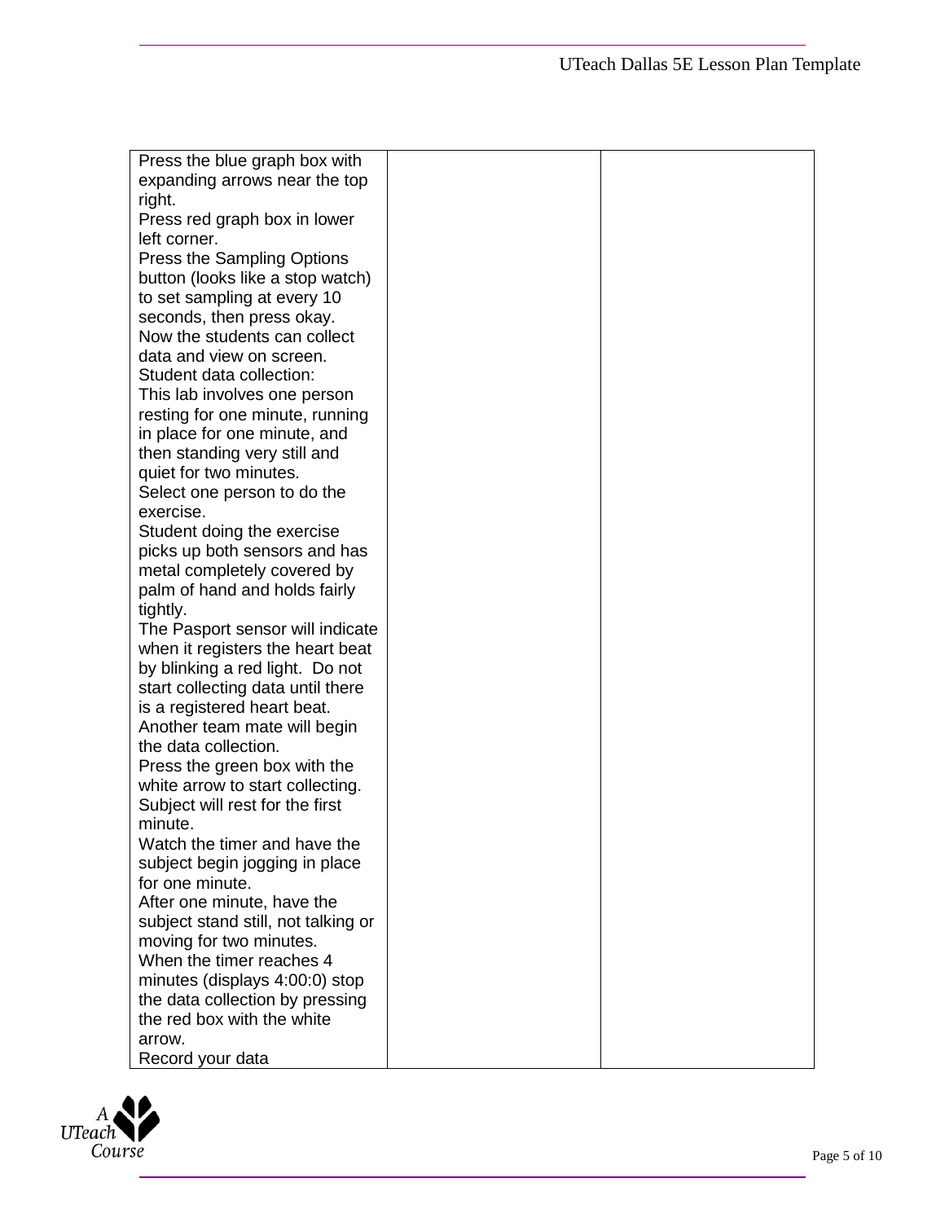| | | |
|---|---|---|
| Press the blue graph box with expanding arrows near the top right.<br>Press red graph box in lower left corner.<br>Press the Sampling Options button (looks like a stop watch) to set sampling at every 10 seconds, then press okay.<br>Now the students can collect data and view on screen.<br>Student data collection:<br>This lab involves one person resting for one minute, running in place for one minute, and then standing very still and quiet for two minutes.<br>Select one person to do the exercise.<br>Student doing the exercise picks up both sensors and has metal completely covered by palm of hand and holds fairly tightly.<br>The Pasport sensor will indicate when it registers the heart beat by blinking a red light. Do not start collecting data until there is a registered heart beat.<br>Another team mate will begin the data collection.<br>Press the green box with the white arrow to start collecting.<br>Subject will rest for the first minute.<br>Watch the timer and have the subject begin jogging in place for one minute.<br>After one minute, have the subject stand still, not talking or moving for two minutes.<br>When the timer reaches 4 minutes (displays 4:00:0) stop the data collection by pressing the red box with the white arrow.<br>Record your data | | |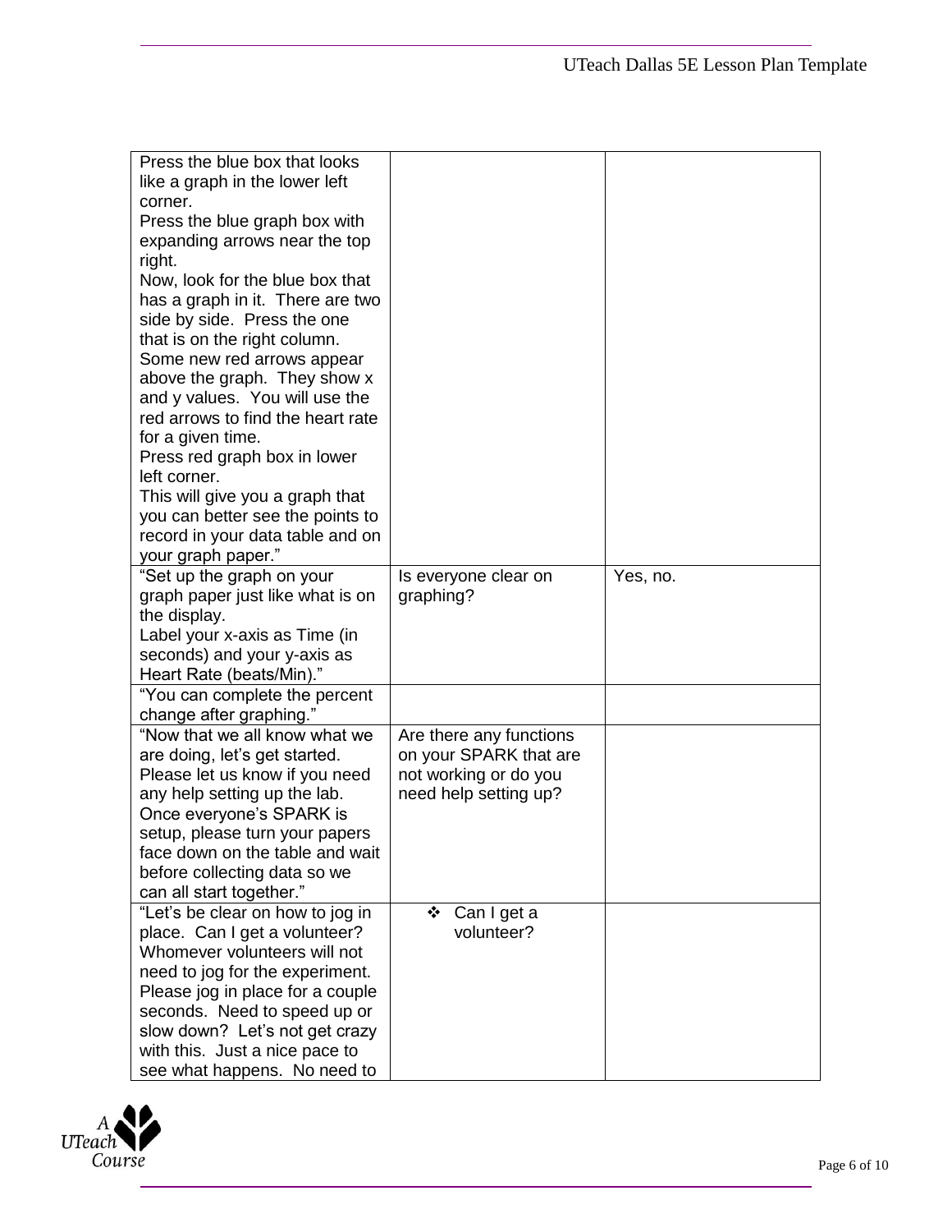| | | |
|---|---|---|
| Press the blue box that looks like a graph in the lower left corner.<br>Press the blue graph box with expanding arrows near the top right.<br>Now, look for the blue box that has a graph in it. There are two side by side. Press the one that is on the right column. Some new red arrows appear above the graph. They show x and y values. You will use the red arrows to find the heart rate for a given time.<br>Press red graph box in lower left corner.<br>This will give you a graph that you can better see the points to record in your data table and on your graph paper." | | |
| "Set up the graph on your graph paper just like what is on the display.<br>Label your x-axis as Time (in seconds) and your y-axis as Heart Rate (beats/Min)." | Is everyone clear on graphing? | Yes, no. |
| "You can complete the percent change after graphing." | | |
| "Now that we all know what we are doing, let's get started. Please let us know if you need any help setting up the lab. Once everyone's SPARK is setup, please turn your papers face down on the table and wait before collecting data so we can all start together." | Are there any functions on your SPARK that are not working or do you need help setting up? | |
| "Let's be clear on how to jog in place. Can I get a volunteer? Whomever volunteers will not need to jog for the experiment. Please jog in place for a couple seconds. Need to speed up or slow down? Let's not get crazy with this. Just a nice pace to see what happens. No need to | ❖ Can I get a volunteer? | |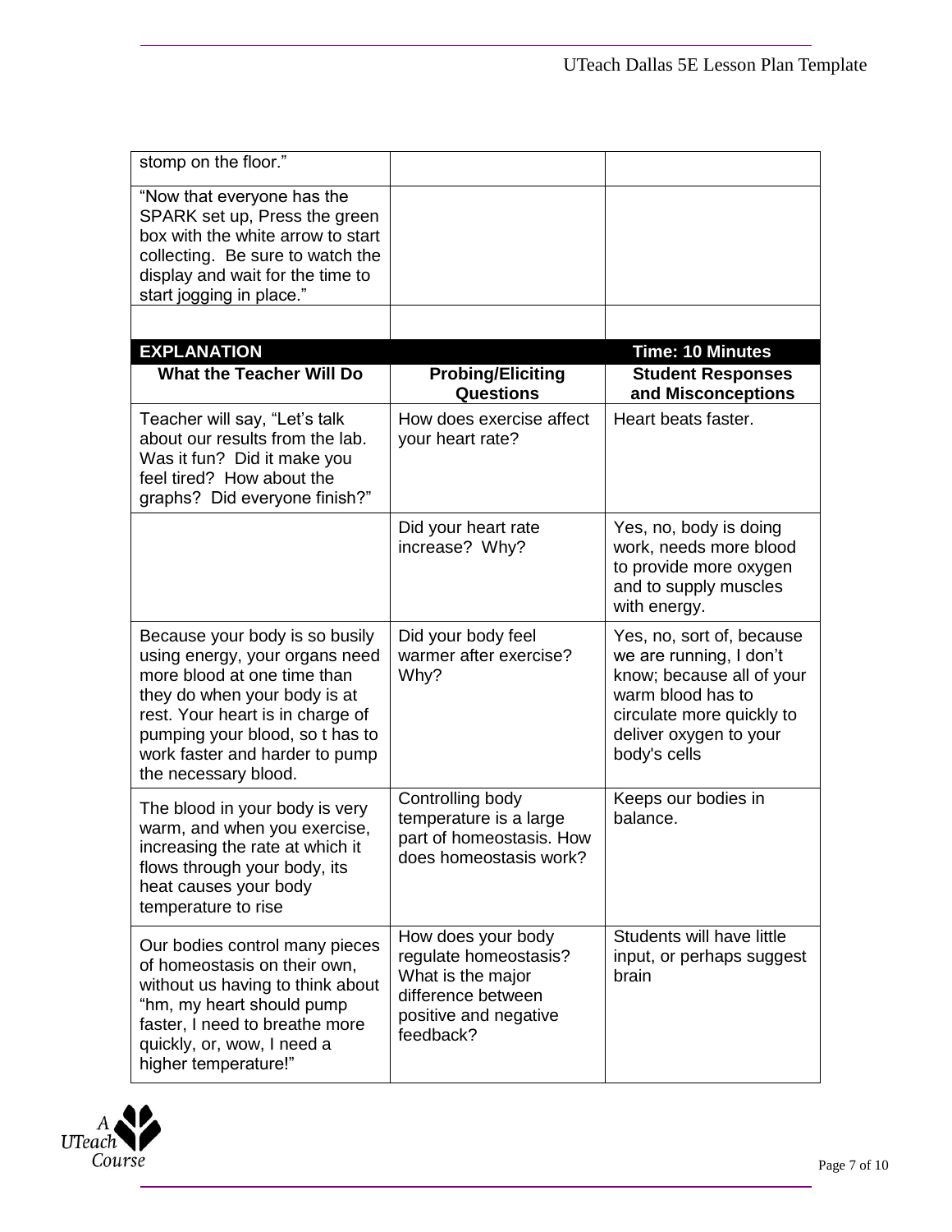| | | |
|---|---|---|
| stomp on the floor." | | |
| "Now that everyone has the SPARK set up, Press the green box with the white arrow to start collecting. Be sure to watch the display and wait for the time to start jogging in place." | | |
| | | |

| **EXPLANATION** | | **Time: 10 Minutes** |
|---|---|---|
| **What the Teacher Will Do** | **Probing/Eliciting Questions** | **Student Responses and Misconceptions** |
| Teacher will say, "Let's talk about our results from the lab. Was it fun? Did it make you feel tired? How about the graphs? Did everyone finish?" | How does exercise affect your heart rate? | Heart beats faster. |
| | Did your heart rate increase? Why? | Yes, no, body is doing work, needs more blood to provide more oxygen and to supply muscles with energy. |
| Because your body is so busily using energy, your organs need more blood at one time than they do when your body is at rest. Your heart is in charge of pumping your blood, so t has to work faster and harder to pump the necessary blood. | Did your body feel warmer after exercise? Why? | Yes, no, sort of, because we are running, I don't know; because all of your warm blood has to circulate more quickly to deliver oxygen to your body's cells |
| The blood in your body is very warm, and when you exercise, increasing the rate at which it flows through your body, its heat causes your body temperature to rise | Controlling body temperature is a large part of homeostasis. How does homeostasis work? | Keeps our bodies in balance. |
| Our bodies control many pieces of homeostasis on their own, without us having to think about "hm, my heart should pump faster, I need to breathe more quickly, or, wow, I need a higher temperature!" | How does your body regulate homeostasis? What is the major difference between positive and negative feedback? | Students will have little input, or perhaps suggest brain |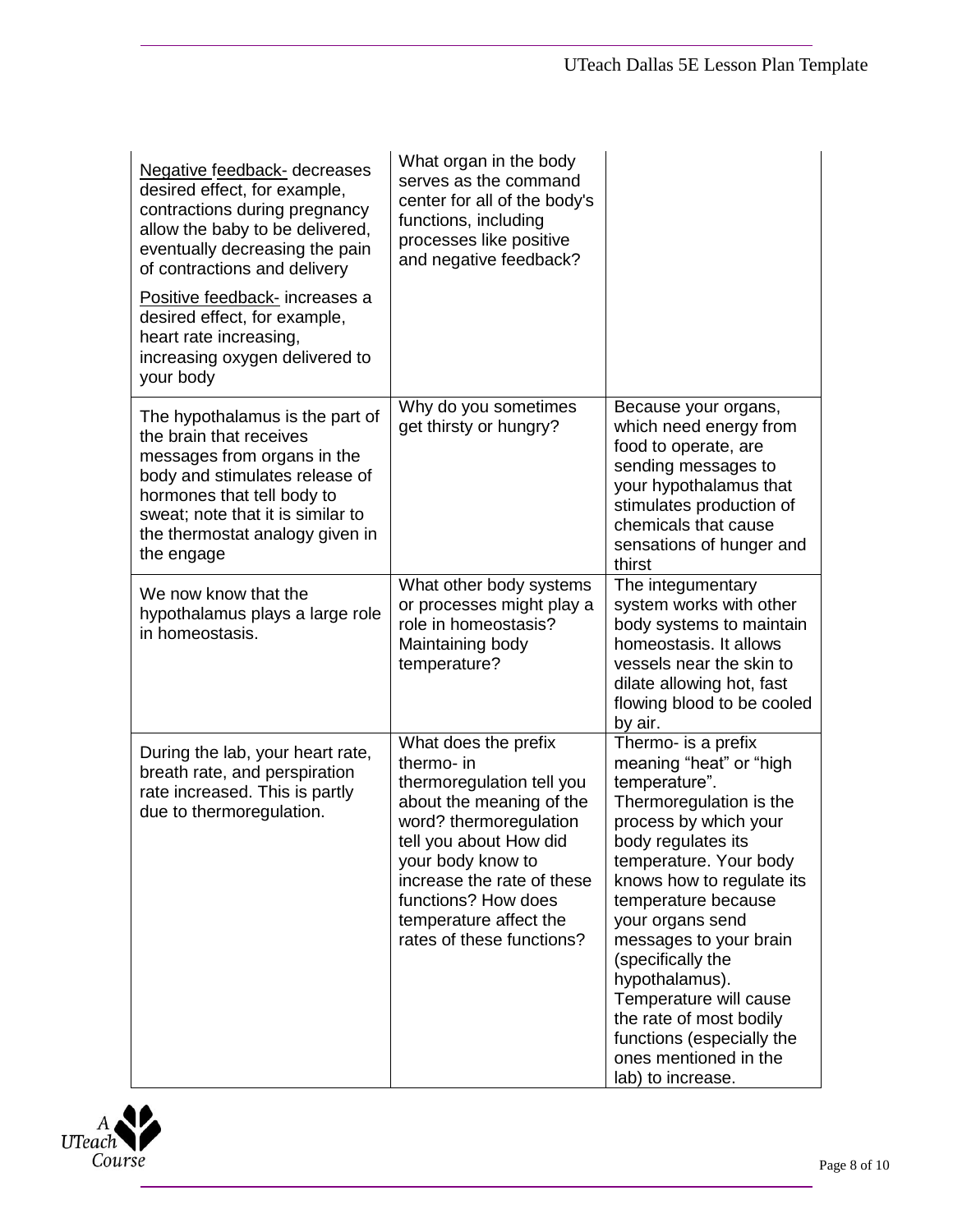| | | |
|---|---|---|
| Negative feedback- decreases desired effect, for example, contractions during pregnancy allow the baby to be delivered, eventually decreasing the pain of contractions and delivery<br><br>Positive feedback- increases a desired effect, for example, heart rate increasing, increasing oxygen delivered to your body | What organ in the body serves as the command center for all of the body's functions, including processes like positive and negative feedback? | |
| The hypothalamus is the part of the brain that receives messages from organs in the body and stimulates release of hormones that tell body to sweat; note that it is similar to the thermostat analogy given in the engage | Why do you sometimes get thirsty or hungry? | Because your organs, which need energy from food to operate, are sending messages to your hypothalamus that stimulates production of chemicals that cause sensations of hunger and thirst |
| We now know that the hypothalamus plays a large role in homeostasis. | What other body systems or processes might play a role in homeostasis? Maintaining body temperature? | The integumentary system works with other body systems to maintain homeostasis. It allows vessels near the skin to dilate allowing hot, fast flowing blood to be cooled by air. |
| During the lab, your heart rate, breath rate, and perspiration rate increased. This is partly due to thermoregulation. | What does the prefix thermo- in thermoregulation tell you about the meaning of the word? thermoregulation tell you about How did your body know to increase the rate of these functions? How does temperature affect the rates of these functions? | Thermo- is a prefix meaning "heat" or "high temperature". Thermoregulation is the process by which your body regulates its temperature. Your body knows how to regulate its temperature because your organs send messages to your brain (specifically the hypothalamus). Temperature will cause the rate of most bodily functions (especially the ones mentioned in the lab) to increase. |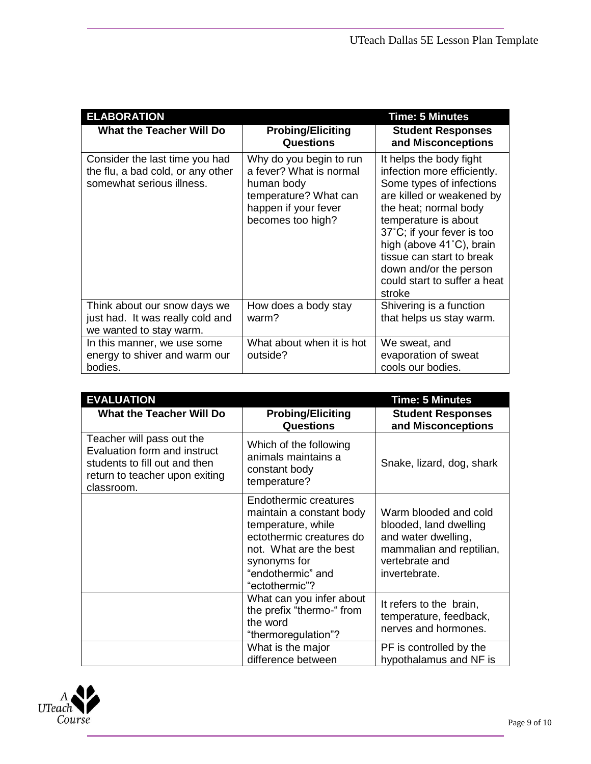| ELABORATION | | Time: 5 Minutes |
| --- | --- | --- |
| **What the Teacher Will Do** | **Probing/Eliciting Questions** | **Student Responses and Misconceptions** |
| Consider the last time you had the flu, a bad cold, or any other somewhat serious illness. | Why do you begin to run a fever? What is normal human body temperature? What can happen if your fever becomes too high? | It helps the body fight infection more efficiently. Some types of infections are killed or weakened by the heat; normal body temperature is about 37˚C; if your fever is too high (above 41˚C), brain tissue can start to break down and/or the person could start to suffer a heat stroke |
| Think about our snow days we just had. It was really cold and we wanted to stay warm. | How does a body stay warm? | Shivering is a function that helps us stay warm. |
| In this manner, we use some energy to shiver and warm our bodies. | What about when it is hot outside? | We sweat, and evaporation of sweat cools our bodies. |

| EVALUATION | | Time: 5 Minutes |
| --- | --- | --- |
| **What the Teacher Will Do** | **Probing/Eliciting Questions** | **Student Responses and Misconceptions** |
| Teacher will pass out the Evaluation form and instruct students to fill out and then return to teacher upon exiting classroom. | Which of the following animals maintains a constant body temperature? | Snake, lizard, dog, shark |
| | Endothermic creatures maintain a constant body temperature, while ectothermic creatures do not. What are the best synonyms for "endothermic" and "ectothermic"? | Warm blooded and cold blooded, land dwelling and water dwelling, mammalian and reptilian, vertebrate and invertebrate. |
| | What can you infer about the prefix "thermo-" from the word "thermoregulation"? | It refers to the brain, temperature, feedback, nerves and hormones. |
| | What is the major difference between | PF is controlled by the hypothalamus and NF is |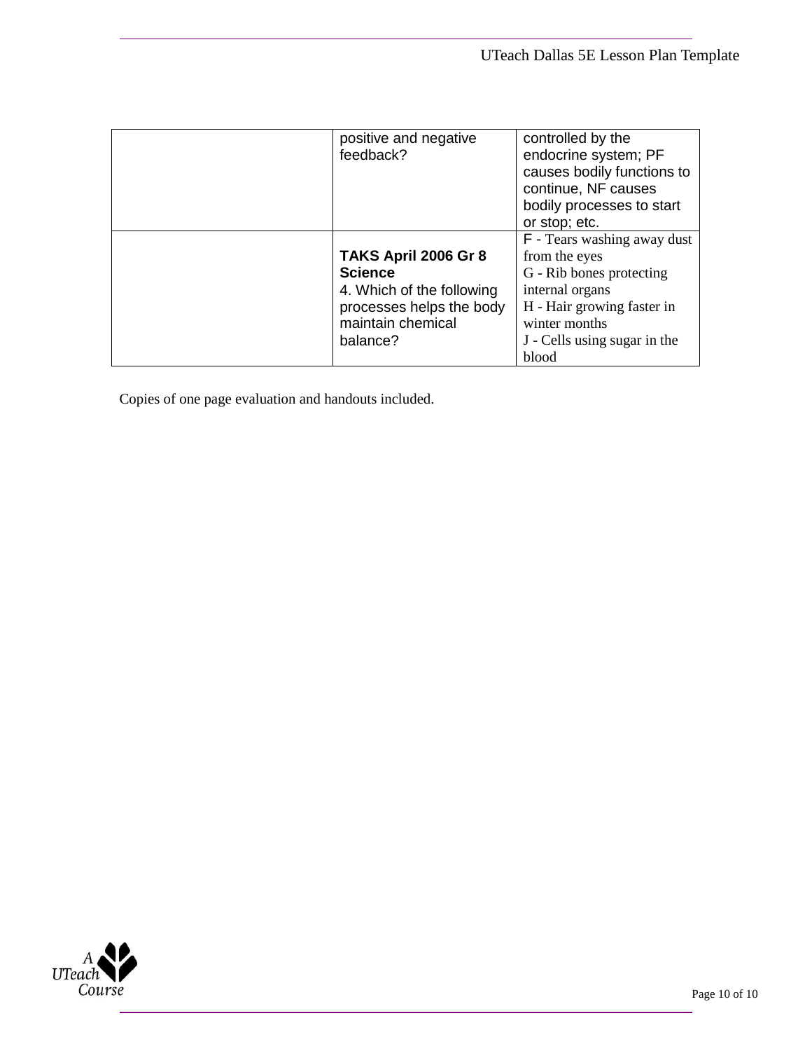| | | |
|---|---|---|
| | positive and negative feedback? | controlled by the endocrine system; PF causes bodily functions to continue, NF causes bodily processes to start or stop; etc. |
| | **TAKS April 2006 Gr 8 Science** 4. Which of the following processes helps the body maintain chemical balance? | F - Tears washing away dust from the eyes<br>G - Rib bones protecting internal organs<br>H - Hair growing faster in winter months<br>J - Cells using sugar in the blood |

Copies of one page evaluation and handouts included.